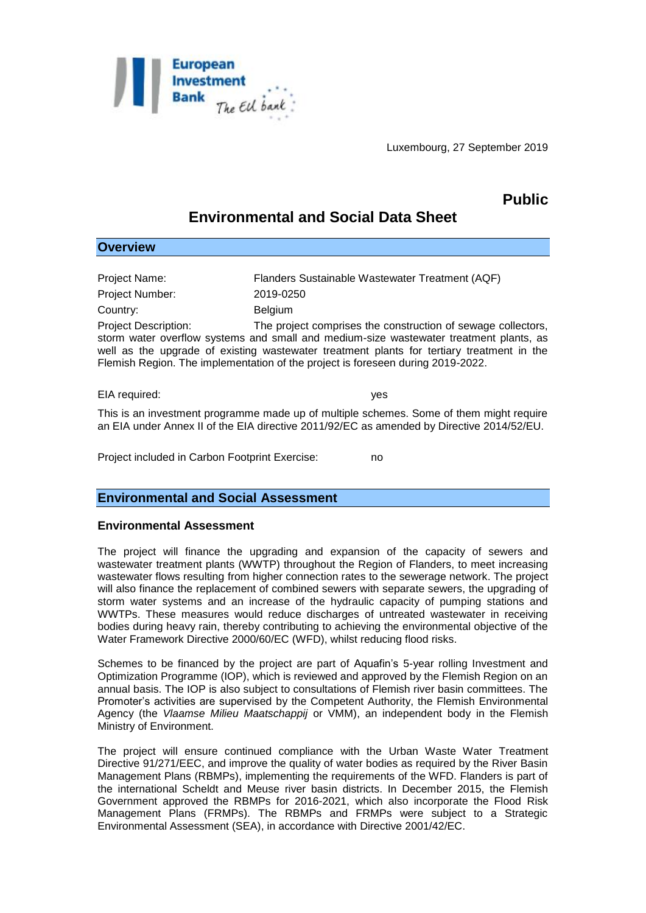European Investment Bank *The EU bank*

Luxembourg, 27 September 2019

**Public**

# Environmental and Social Data Sheet

## Overview

Project Name: Flanders Sustainable Wastewater Treatment (AQF)

Project Number: 2019-0250

Country: Belgium

Project Description: The project comprises the construction of sewage collectors, storm water overflow systems and small and medium-size wastewater treatment plants, as well as the upgrade of existing wastewater treatment plants for tertiary treatment in the Flemish Region. The implementation of the project is foreseen during 2019-2022.

EIA required: yes

This is an investment programme made up of multiple schemes. Some of them might require an EIA under Annex II of the EIA directive 2011/92/EC as amended by Directive 2014/52/EU.

Project included in Carbon Footprint Exercise: no

## Environmental and Social Assessment

### Environmental Assessment

The project will finance the upgrading and expansion of the capacity of sewers and wastewater treatment plants (WWTP) throughout the Region of Flanders, to meet increasing wastewater flows resulting from higher connection rates to the sewerage network. The project will also finance the replacement of combined sewers with separate sewers, the upgrading of storm water systems and an increase of the hydraulic capacity of pumping stations and WWTPs. These measures would reduce discharges of untreated wastewater in receiving bodies during heavy rain, thereby contributing to achieving the environmental objective of the Water Framework Directive 2000/60/EC (WFD), whilst reducing flood risks.

Schemes to be financed by the project are part of Aquafin's 5-year rolling Investment and Optimization Programme (IOP), which is reviewed and approved by the Flemish Region on an annual basis. The IOP is also subject to consultations of Flemish river basin committees. The Promoter's activities are supervised by the Competent Authority, the Flemish Environmental Agency (the *Vlaamse Milieu Maatschappij* or VMM), an independent body in the Flemish Ministry of Environment.

The project will ensure continued compliance with the Urban Waste Water Treatment Directive 91/271/EEC, and improve the quality of water bodies as required by the River Basin Management Plans (RBMPs), implementing the requirements of the WFD. Flanders is part of the international Scheldt and Meuse river basin districts. In December 2015, the Flemish Government approved the RBMPs for 2016-2021, which also incorporate the Flood Risk Management Plans (FRMPs). The RBMPs and FRMPs were subject to a Strategic Environmental Assessment (SEA), in accordance with Directive 2001/42/EC.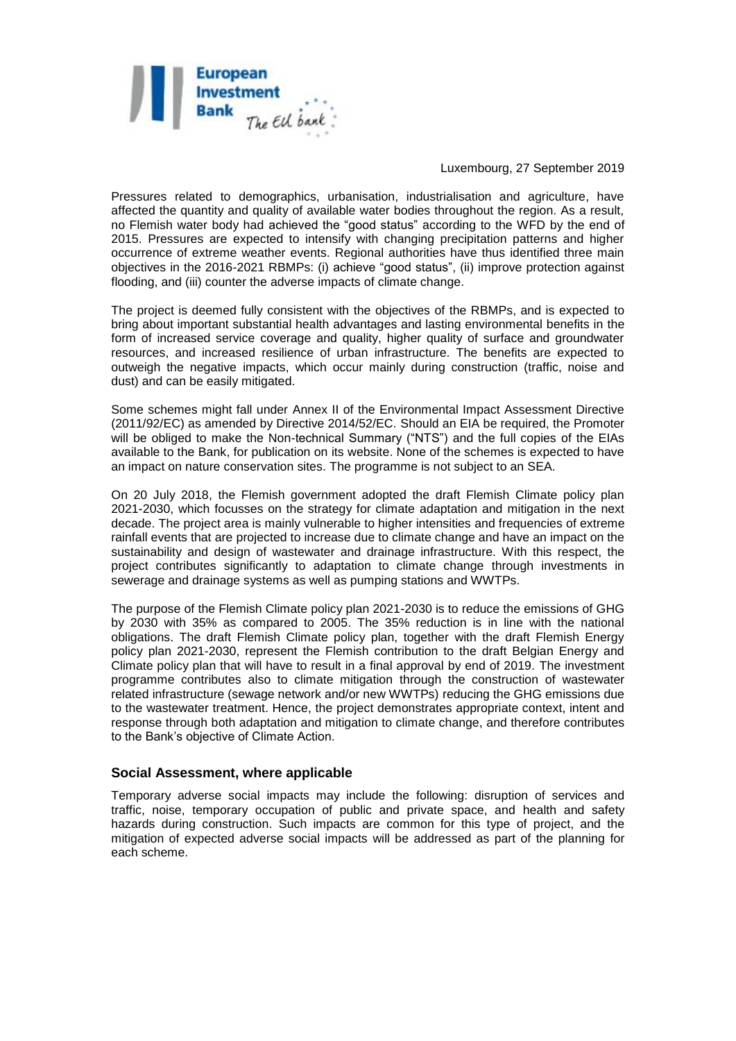Luxembourg, 27 September 2019

Pressures related to demographics, urbanisation, industrialisation and agriculture, have affected the quantity and quality of available water bodies throughout the region. As a result, no Flemish water body had achieved the "good status" according to the WFD by the end of 2015. Pressures are expected to intensify with changing precipitation patterns and higher occurrence of extreme weather events. Regional authorities have thus identified three main objectives in the 2016-2021 RBMPs: (i) achieve "good status", (ii) improve protection against flooding, and (iii) counter the adverse impacts of climate change.

The project is deemed fully consistent with the objectives of the RBMPs, and is expected to bring about important substantial health advantages and lasting environmental benefits in the form of increased service coverage and quality, higher quality of surface and groundwater resources, and increased resilience of urban infrastructure. The benefits are expected to outweigh the negative impacts, which occur mainly during construction (traffic, noise and dust) and can be easily mitigated.

Some schemes might fall under Annex II of the Environmental Impact Assessment Directive (2011/92/EC) as amended by Directive 2014/52/EC. Should an EIA be required, the Promoter will be obliged to make the Non-technical Summary ("NTS") and the full copies of the EIAs available to the Bank, for publication on its website. None of the schemes is expected to have an impact on nature conservation sites. The programme is not subject to an SEA.

On 20 July 2018, the Flemish government adopted the draft Flemish Climate policy plan 2021-2030, which focusses on the strategy for climate adaptation and mitigation in the next decade. The project area is mainly vulnerable to higher intensities and frequencies of extreme rainfall events that are projected to increase due to climate change and have an impact on the sustainability and design of wastewater and drainage infrastructure. With this respect, the project contributes significantly to adaptation to climate change through investments in sewerage and drainage systems as well as pumping stations and WWTPs.

The purpose of the Flemish Climate policy plan 2021-2030 is to reduce the emissions of GHG by 2030 with 35% as compared to 2005. The 35% reduction is in line with the national obligations. The draft Flemish Climate policy plan, together with the draft Flemish Energy policy plan 2021-2030, represent the Flemish contribution to the draft Belgian Energy and Climate policy plan that will have to result in a final approval by end of 2019. The investment programme contributes also to climate mitigation through the construction of wastewater related infrastructure (sewage network and/or new WWTPs) reducing the GHG emissions due to the wastewater treatment. Hence, the project demonstrates appropriate context, intent and response through both adaptation and mitigation to climate change, and therefore contributes to the Bank's objective of Climate Action.

## Social Assessment, where applicable

Temporary adverse social impacts may include the following: disruption of services and traffic, noise, temporary occupation of public and private space, and health and safety hazards during construction. Such impacts are common for this type of project, and the mitigation of expected adverse social impacts will be addressed as part of the planning for each scheme.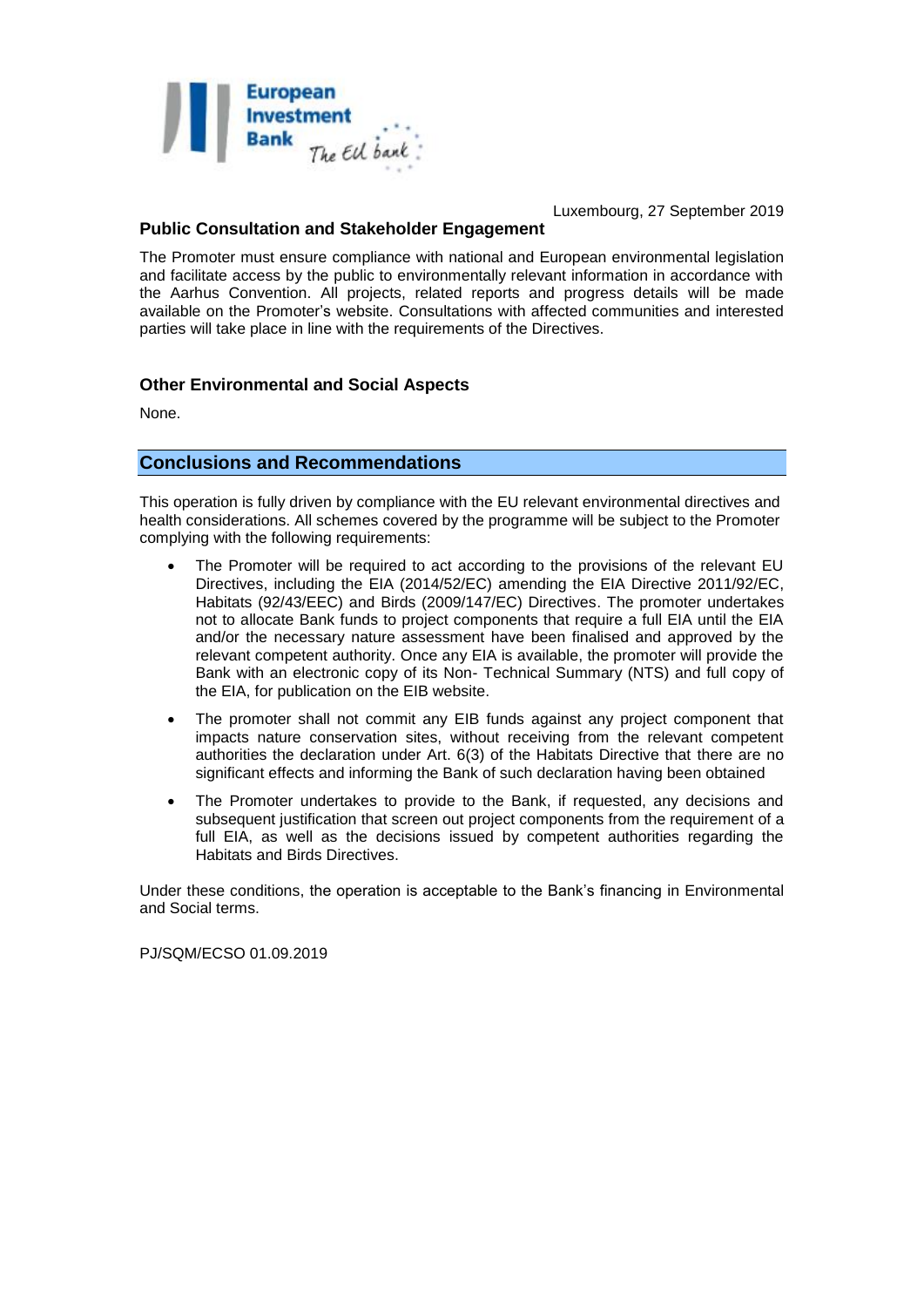Luxembourg, 27 September 2019

### Public Consultation and Stakeholder Engagement

The Promoter must ensure compliance with national and European environmental legislation and facilitate access by the public to environmentally relevant information in accordance with the Aarhus Convention. All projects, related reports and progress details will be made available on the Promoter's website. Consultations with affected communities and interested parties will take place in line with the requirements of the Directives.

### Other Environmental and Social Aspects

None.

## Conclusions and Recommendations

This operation is fully driven by compliance with the EU relevant environmental directives and health considerations. All schemes covered by the programme will be subject to the Promoter complying with the following requirements:

- The Promoter will be required to act according to the provisions of the relevant EU Directives, including the EIA (2014/52/EC) amending the EIA Directive 2011/92/EC, Habitats (92/43/EEC) and Birds (2009/147/EC) Directives. The promoter undertakes not to allocate Bank funds to project components that require a full EIA until the EIA and/or the necessary nature assessment have been finalised and approved by the relevant competent authority. Once any EIA is available, the promoter will provide the Bank with an electronic copy of its Non- Technical Summary (NTS) and full copy of the EIA, for publication on the EIB website.
- The promoter shall not commit any EIB funds against any project component that impacts nature conservation sites, without receiving from the relevant competent authorities the declaration under Art. 6(3) of the Habitats Directive that there are no significant effects and informing the Bank of such declaration having been obtained
- The Promoter undertakes to provide to the Bank, if requested, any decisions and subsequent justification that screen out project components from the requirement of a full EIA, as well as the decisions issued by competent authorities regarding the Habitats and Birds Directives.

Under these conditions, the operation is acceptable to the Bank's financing in Environmental and Social terms.

PJ/SQM/ECSO 01.09.2019